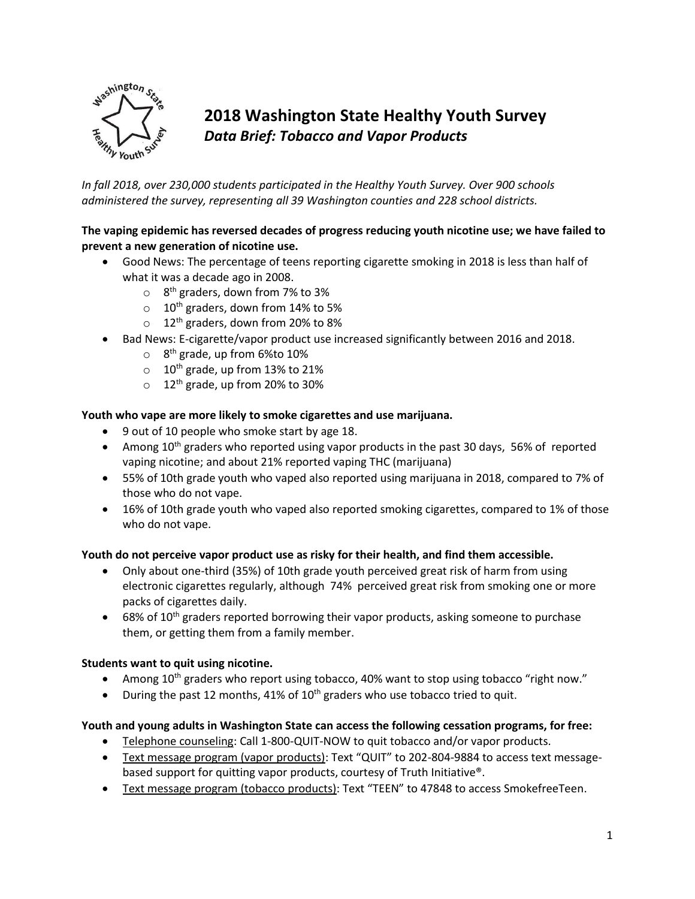# 2018 Washington State Healthy Youth Survey

## *Data Brief: Tobacco and Vapor Products*

*In fall 2018, over 230,000 students participated in the Healthy Youth Survey. Over 900 schools administered the survey, representing all 39 Washington counties and 228 school districts.*

**The vaping epidemic has reversed decades of progress reducing youth nicotine use; we have failed to prevent a new generation of nicotine use.**

- Good News: The percentage of teens reporting cigarette smoking in 2018 is less than half of what it was a decade ago in 2008.
  - 8th graders, down from 7% to 3%
  - 10th graders, down from 14% to 5%
  - 12th graders, down from 20% to 8%
- Bad News: E-cigarette/vapor product use increased significantly between 2016 and 2018.
  - 8th grade, up from 6%to 10%
  - 10th grade, up from 13% to 21%
  - 12th grade, up from 20% to 30%

**Youth who vape are more likely to smoke cigarettes and use marijuana.**

- 9 out of 10 people who smoke start by age 18.
- Among 10th graders who reported using vapor products in the past 30 days, 56% of reported vaping nicotine; and about 21% reported vaping THC (marijuana)
- 55% of 10th grade youth who vaped also reported using marijuana in 2018, compared to 7% of those who do not vape.
- 16% of 10th grade youth who vaped also reported smoking cigarettes, compared to 1% of those who do not vape.

**Youth do not perceive vapor product use as risky for their health, and find them accessible.**

- Only about one-third (35%) of 10th grade youth perceived great risk of harm from using electronic cigarettes regularly, although 74% perceived great risk from smoking one or more packs of cigarettes daily.
- 68% of 10th graders reported borrowing their vapor products, asking someone to purchase them, or getting them from a family member.

**Students want to quit using nicotine.**

- Among 10th graders who report using tobacco, 40% want to stop using tobacco "right now."
- During the past 12 months, 41% of 10th graders who use tobacco tried to quit.

**Youth and young adults in Washington State can access the following cessation programs, for free:**

- Telephone counseling: Call 1-800-QUIT-NOW to quit tobacco and/or vapor products.
- Text message program (vapor products): Text "QUIT" to 202-804-9884 to access text message-based support for quitting vapor products, courtesy of Truth Initiative®.
- Text message program (tobacco products): Text "TEEN" to 47848 to access SmokefreeTeen.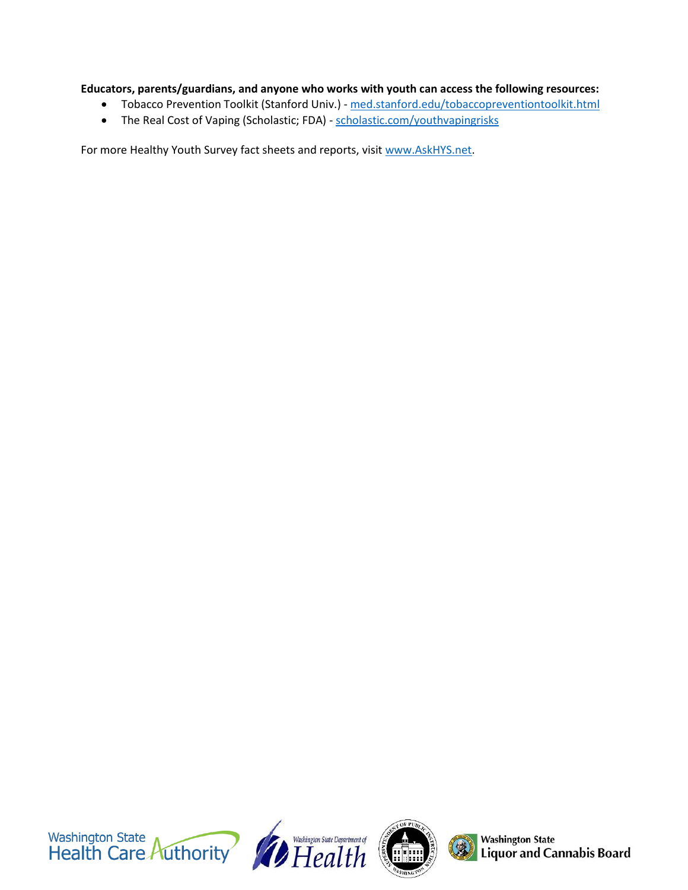**Educators, parents/guardians, and anyone who works with youth can access the following resources:**

- Tobacco Prevention Toolkit (Stanford Univ.) - med.stanford.edu/tobaccopreventiontoolkit.html
- The Real Cost of Vaping (Scholastic; FDA) - scholastic.com/youthvapingrisks

For more Healthy Youth Survey fact sheets and reports, visit www.AskHYS.net.

Washington State Health Care Authority

Washington State Department of Health

Washington State Liquor and Cannabis Board